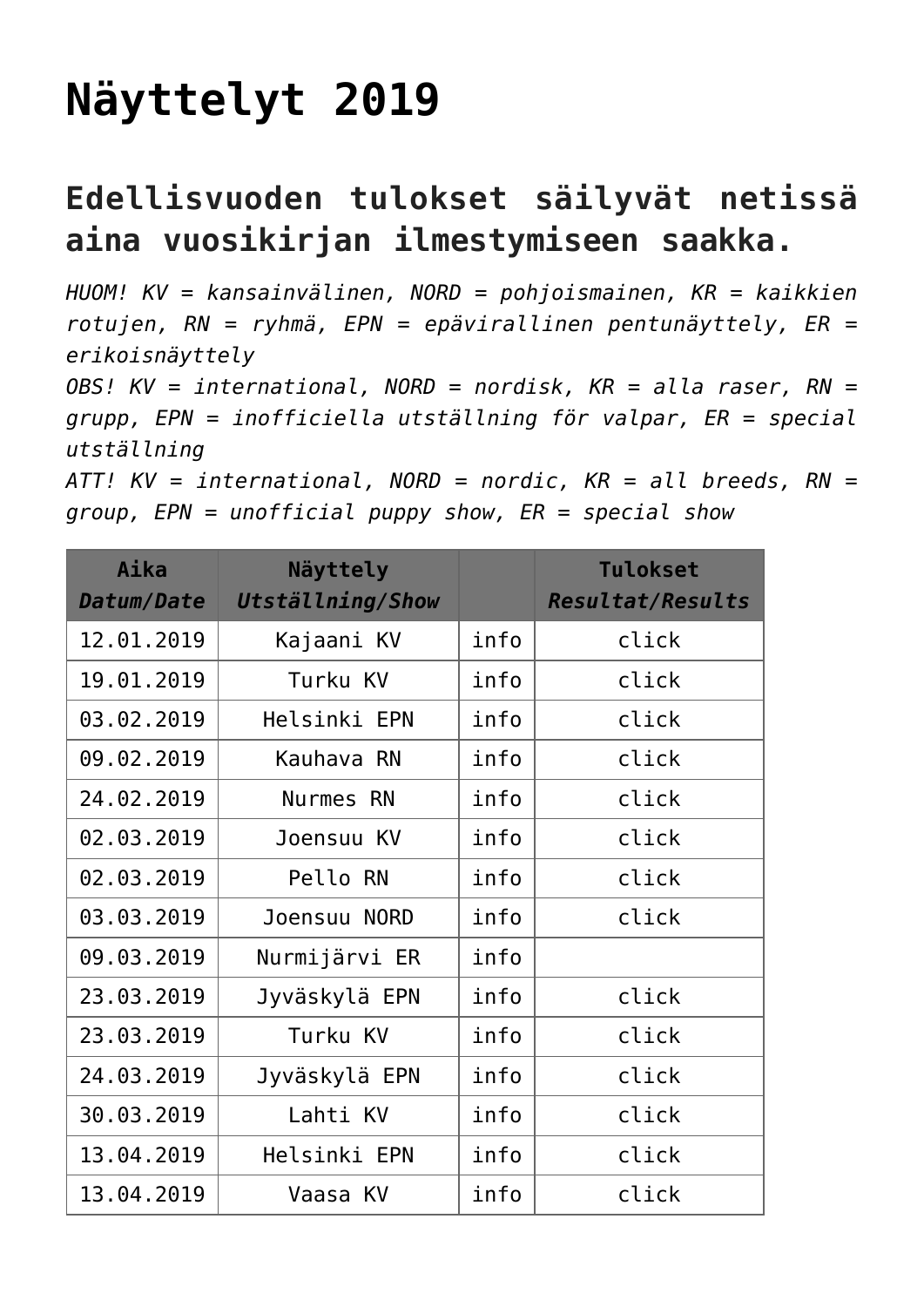# Näyttelyt 2019

## Edellisvuoden tulokset säilyvät netissä aina vuosikirjan ilmestymiseen saakka.

*HUOM! KV = kansainvälinen, NORD = pohjoismainen, KR = kaikkien rotujen, RN = ryhmä, EPN = epävirallinen pentunäyttely, ER = erikoisnäyttely*
*OBS! KV = international, NORD = nordisk, KR = alla raser, RN = grupp, EPN = inofficiella utställning för valpar, ER = special utställning*
*ATT! KV = international, NORD = nordic, KR = all breeds, RN = group, EPN = unofficial puppy show, ER = special show*

| Aika *Datum/Date* | Näyttely *Utställning/Show* | | Tulokset *Resultat/Results* |
|---|---|---|---|
| 12.01.2019 | Kajaani KV | info | click |
| 19.01.2019 | Turku KV | info | click |
| 03.02.2019 | Helsinki EPN | info | click |
| 09.02.2019 | Kauhava RN | info | click |
| 24.02.2019 | Nurmes RN | info | click |
| 02.03.2019 | Joensuu KV | info | click |
| 02.03.2019 | Pello RN | info | click |
| 03.03.2019 | Joensuu NORD | info | click |
| 09.03.2019 | Nurmijärvi ER | info | |
| 23.03.2019 | Jyväskylä EPN | info | click |
| 23.03.2019 | Turku KV | info | click |
| 24.03.2019 | Jyväskylä EPN | info | click |
| 30.03.2019 | Lahti KV | info | click |
| 13.04.2019 | Helsinki EPN | info | click |
| 13.04.2019 | Vaasa KV | info | click |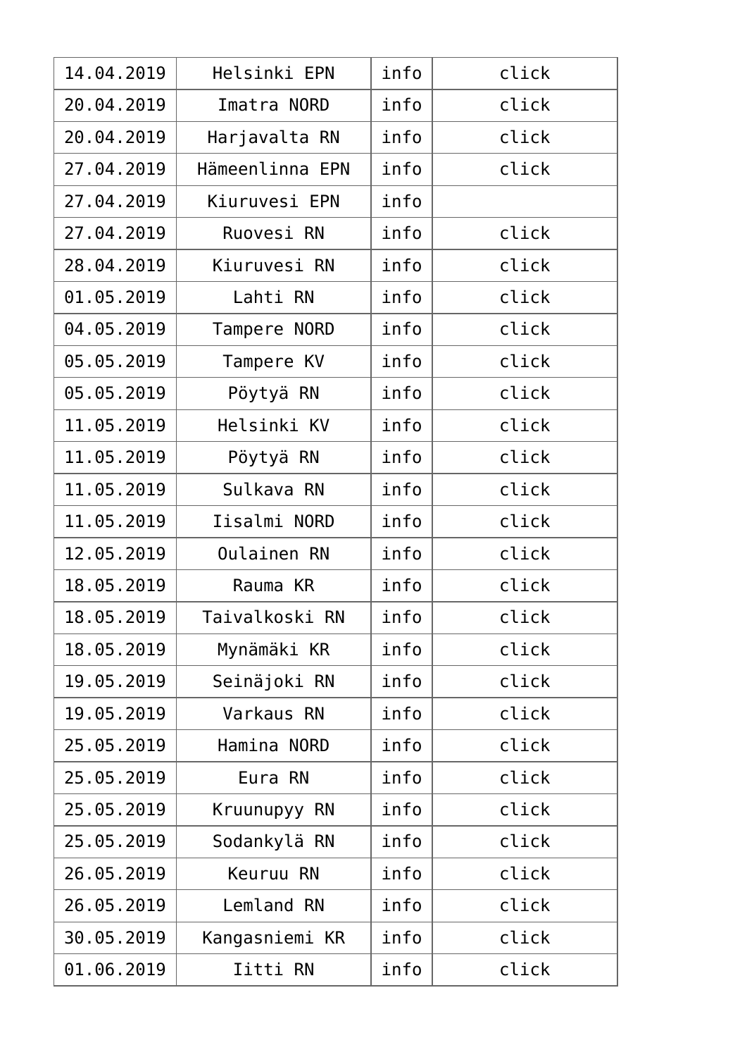| | | | |
|---|---|---|---|
| 14.04.2019 | Helsinki EPN | info | click |
| 20.04.2019 | Imatra NORD | info | click |
| 20.04.2019 | Harjavalta RN | info | click |
| 27.04.2019 | Hämeenlinna EPN | info | click |
| 27.04.2019 | Kiuruvesi EPN | info | |
| 27.04.2019 | Ruovesi RN | info | click |
| 28.04.2019 | Kiuruvesi RN | info | click |
| 01.05.2019 | Lahti RN | info | click |
| 04.05.2019 | Tampere NORD | info | click |
| 05.05.2019 | Tampere KV | info | click |
| 05.05.2019 | Pöytyä RN | info | click |
| 11.05.2019 | Helsinki KV | info | click |
| 11.05.2019 | Pöytyä RN | info | click |
| 11.05.2019 | Sulkava RN | info | click |
| 11.05.2019 | Iisalmi NORD | info | click |
| 12.05.2019 | Oulainen RN | info | click |
| 18.05.2019 | Rauma KR | info | click |
| 18.05.2019 | Taivalkoski RN | info | click |
| 18.05.2019 | Mynämäki KR | info | click |
| 19.05.2019 | Seinäjoki RN | info | click |
| 19.05.2019 | Varkaus RN | info | click |
| 25.05.2019 | Hamina NORD | info | click |
| 25.05.2019 | Eura RN | info | click |
| 25.05.2019 | Kruunupyy RN | info | click |
| 25.05.2019 | Sodankylä RN | info | click |
| 26.05.2019 | Keuruu RN | info | click |
| 26.05.2019 | Lemland RN | info | click |
| 30.05.2019 | Kangasniemi KR | info | click |
| 01.06.2019 | Iitti RN | info | click |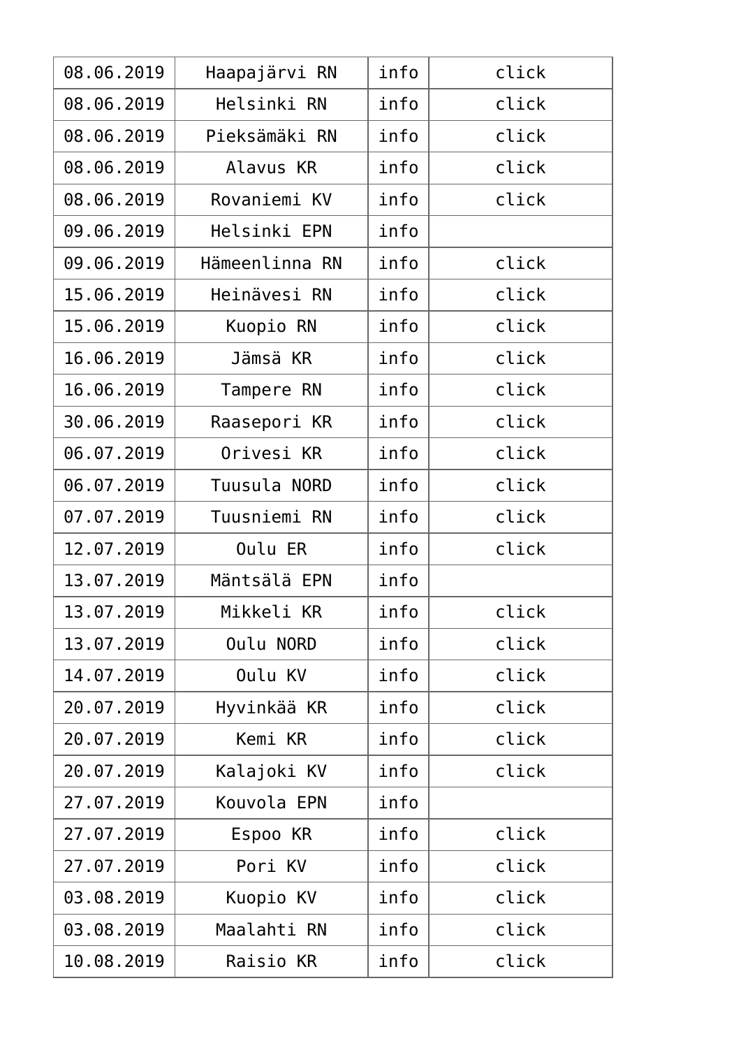| 08.06.2019 | Haapajärvi RN | info | click |
|---|---|---|---|
| 08.06.2019 | Helsinki RN | info | click |
| 08.06.2019 | Pieksämäki RN | info | click |
| 08.06.2019 | Alavus KR | info | click |
| 08.06.2019 | Rovaniemi KV | info | click |
| 09.06.2019 | Helsinki EPN | info | |
| 09.06.2019 | Hämeenlinna RN | info | click |
| 15.06.2019 | Heinävesi RN | info | click |
| 15.06.2019 | Kuopio RN | info | click |
| 16.06.2019 | Jämsä KR | info | click |
| 16.06.2019 | Tampere RN | info | click |
| 30.06.2019 | Raasepori KR | info | click |
| 06.07.2019 | Orivesi KR | info | click |
| 06.07.2019 | Tuusula NORD | info | click |
| 07.07.2019 | Tuusniemi RN | info | click |
| 12.07.2019 | Oulu ER | info | click |
| 13.07.2019 | Mäntsälä EPN | info | |
| 13.07.2019 | Mikkeli KR | info | click |
| 13.07.2019 | Oulu NORD | info | click |
| 14.07.2019 | Oulu KV | info | click |
| 20.07.2019 | Hyvinkää KR | info | click |
| 20.07.2019 | Kemi KR | info | click |
| 20.07.2019 | Kalajoki KV | info | click |
| 27.07.2019 | Kouvola EPN | info | |
| 27.07.2019 | Espoo KR | info | click |
| 27.07.2019 | Pori KV | info | click |
| 03.08.2019 | Kuopio KV | info | click |
| 03.08.2019 | Maalahti RN | info | click |
| 10.08.2019 | Raisio KR | info | click |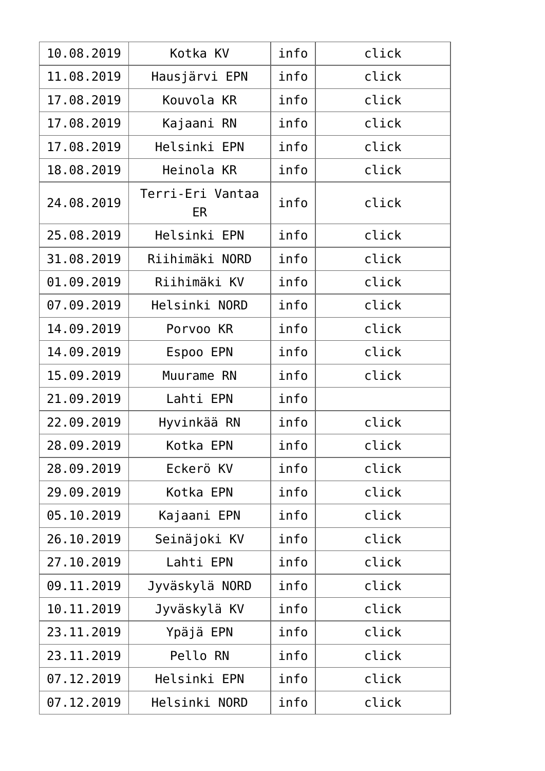| 10.08.2019 | Kotka KV | info | click |
|---|---|---|---|
| 11.08.2019 | Hausjärvi EPN | info | click |
| 17.08.2019 | Kouvola KR | info | click |
| 17.08.2019 | Kajaani RN | info | click |
| 17.08.2019 | Helsinki EPN | info | click |
| 18.08.2019 | Heinola KR | info | click |
| 24.08.2019 | Terri-Eri Vantaa ER | info | click |
| 25.08.2019 | Helsinki EPN | info | click |
| 31.08.2019 | Riihimäki NORD | info | click |
| 01.09.2019 | Riihimäki KV | info | click |
| 07.09.2019 | Helsinki NORD | info | click |
| 14.09.2019 | Porvoo KR | info | click |
| 14.09.2019 | Espoo EPN | info | click |
| 15.09.2019 | Muurame RN | info | click |
| 21.09.2019 | Lahti EPN | info | |
| 22.09.2019 | Hyvinkää RN | info | click |
| 28.09.2019 | Kotka EPN | info | click |
| 28.09.2019 | Eckerö KV | info | click |
| 29.09.2019 | Kotka EPN | info | click |
| 05.10.2019 | Kajaani EPN | info | click |
| 26.10.2019 | Seinäjoki KV | info | click |
| 27.10.2019 | Lahti EPN | info | click |
| 09.11.2019 | Jyväskylä NORD | info | click |
| 10.11.2019 | Jyväskylä KV | info | click |
| 23.11.2019 | Ypäjä EPN | info | click |
| 23.11.2019 | Pello RN | info | click |
| 07.12.2019 | Helsinki EPN | info | click |
| 07.12.2019 | Helsinki NORD | info | click |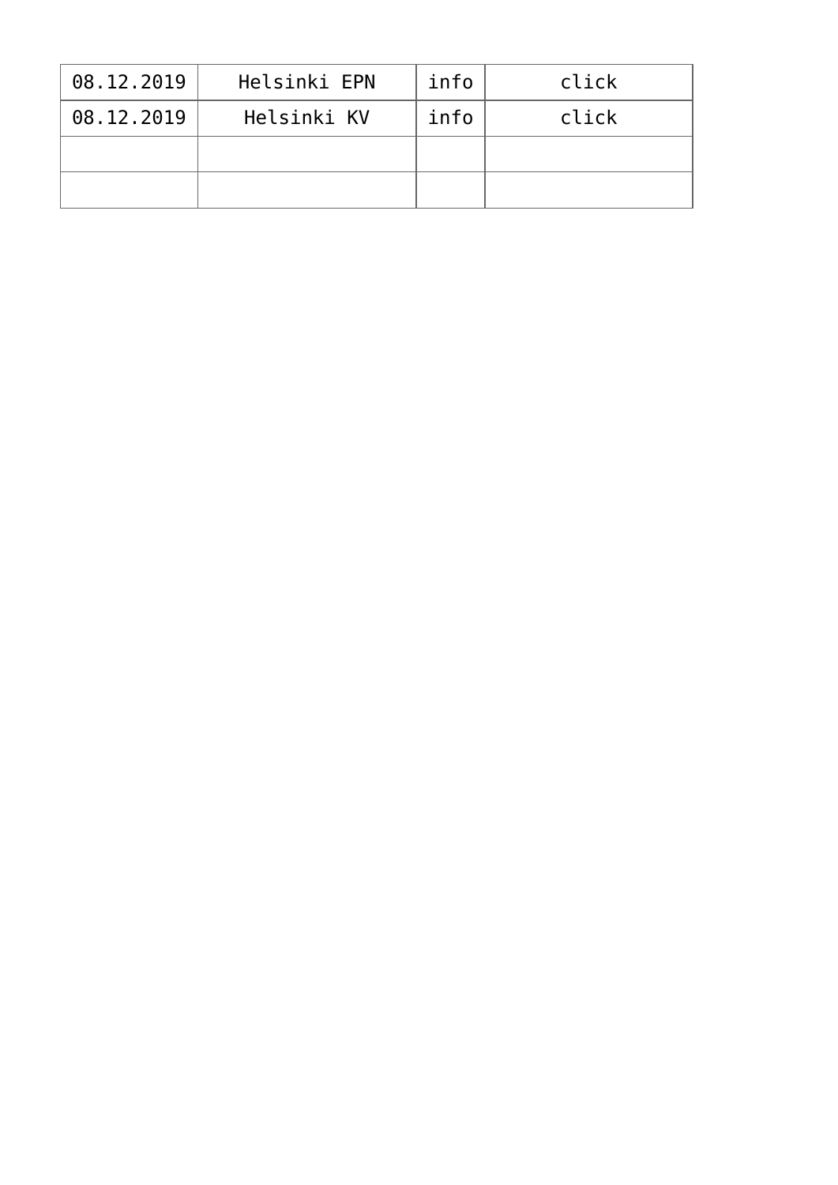| | | | |
|---|---|---|---|
| 08.12.2019 | Helsinki EPN | info | click |
| 08.12.2019 | Helsinki KV | info | click |
| | | | |
| | | | |